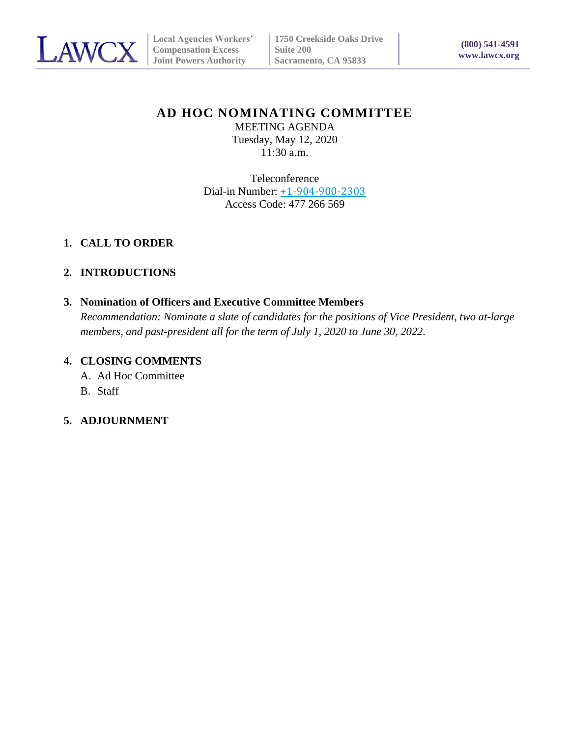LAWCX | Local Agencies Workers' Compensation Excess Joint Powers Authority | 1750 Creekside Oaks Drive Suite 200 Sacramento, CA 95833 | (800) 541-4591 www.lawcx.org

# AD HOC NOMINATING COMMITTEE

MEETING AGENDA
Tuesday, May 12, 2020
11:30 a.m.

Teleconference
Dial-in Number: +1-904-900-2303
Access Code: 477 266 569

1. **CALL TO ORDER**

2. **INTRODUCTIONS**

3. **Nomination of Officers and Executive Committee Members**
   *Recommendation: Nominate a slate of candidates for the positions of Vice President, two at-large members, and past-president all for the term of July 1, 2020 to June 30, 2022.*

4. **CLOSING COMMENTS**
   A. Ad Hoc Committee
   B. Staff

5. **ADJOURNMENT**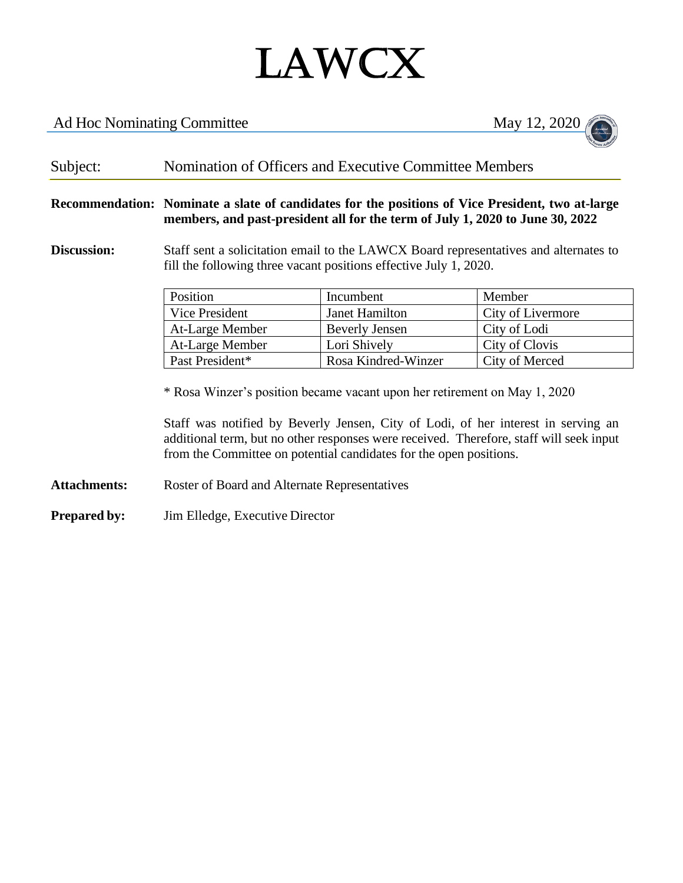# LAWCX

Ad Hoc Nominating Committee May 12, 2020

Subject: Nomination of Officers and Executive Committee Members

**Recommendation: Nominate a slate of candidates for the positions of Vice President, two at-large members, and past-president all for the term of July 1, 2020 to June 30, 2022**

**Discussion:** Staff sent a solicitation email to the LAWCX Board representatives and alternates to fill the following three vacant positions effective July 1, 2020.

| Position | Incumbent | Member |
|---|---|---|
| Vice President | Janet Hamilton | City of Livermore |
| At-Large Member | Beverly Jensen | City of Lodi |
| At-Large Member | Lori Shively | City of Clovis |
| Past President* | Rosa Kindred-Winzer | City of Merced |

\* Rosa Winzer's position became vacant upon her retirement on May 1, 2020

Staff was notified by Beverly Jensen, City of Lodi, of her interest in serving an additional term, but no other responses were received. Therefore, staff will seek input from the Committee on potential candidates for the open positions.

**Attachments:** Roster of Board and Alternate Representatives

**Prepared by:** Jim Elledge, Executive Director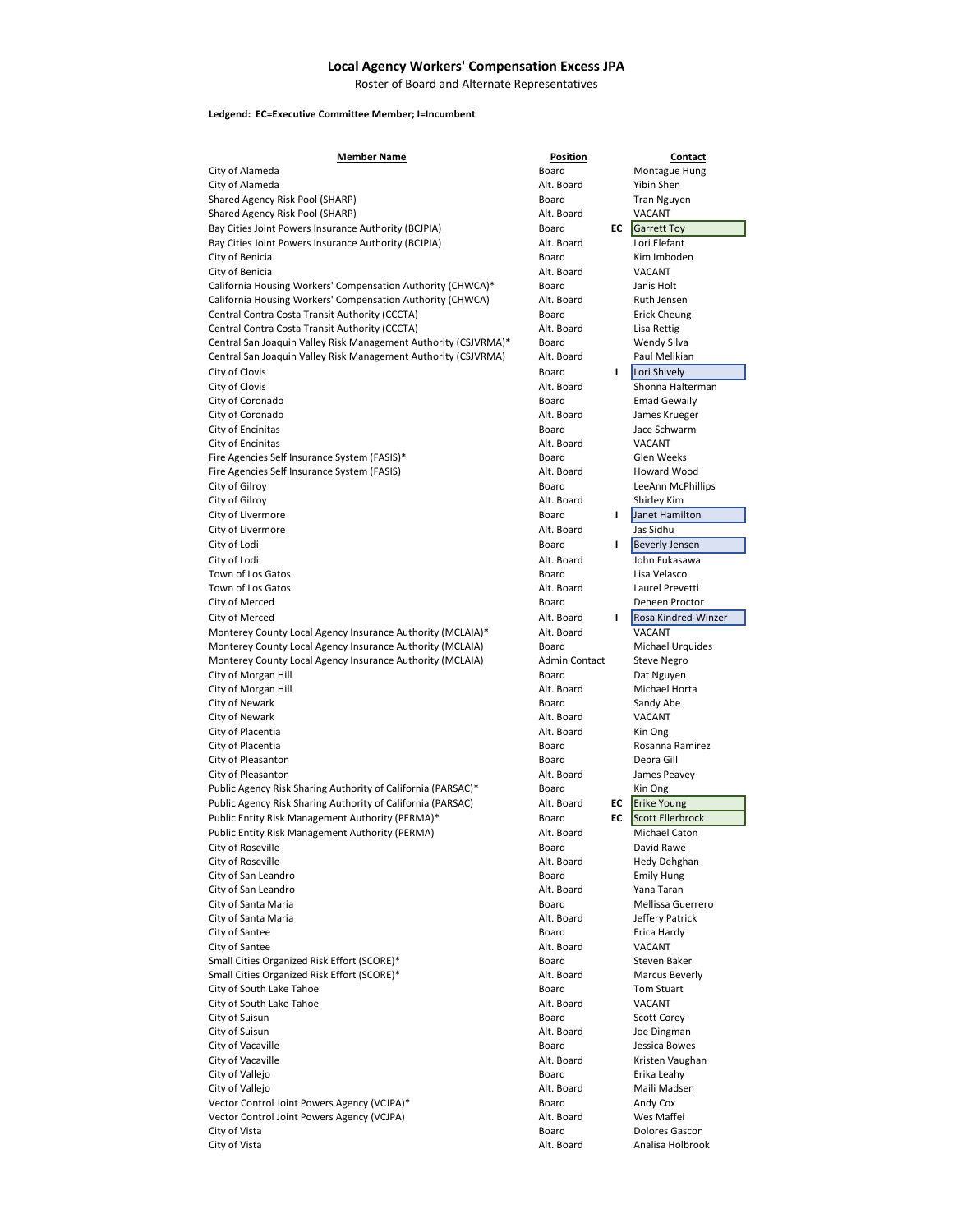**Local Agency Workers' Compensation Excess JPA**

Roster of Board and Alternate Representatives

**Ledgend: EC=Executive Committee Member; I=Incumbent**

| Member Name | Position | | Contact |
|---|---|---|---|
| City of Alameda | Board | | Montague Hung |
| City of Alameda | Alt. Board | | Yibin Shen |
| Shared Agency Risk Pool (SHARP) | Board | | Tran Nguyen |
| Shared Agency Risk Pool (SHARP) | Alt. Board | | VACANT |
| Bay Cities Joint Powers Insurance Authority (BCJPIA) | Board | EC | Garrett Toy |
| Bay Cities Joint Powers Insurance Authority (BCJPIA) | Alt. Board | | Lori Elefant |
| City of Benicia | Board | | Kim Imboden |
| City of Benicia | Alt. Board | | VACANT |
| California Housing Workers' Compensation Authority (CHWCA)* | Board | | Janis Holt |
| California Housing Workers' Compensation Authority (CHWCA) | Alt. Board | | Ruth Jensen |
| Central Contra Costa Transit Authority (CCCTA) | Board | | Erick Cheung |
| Central Contra Costa Transit Authority (CCCTA) | Alt. Board | | Lisa Rettig |
| Central San Joaquin Valley Risk Management Authority (CSJVRMA)* | Board | | Wendy Silva |
| Central San Joaquin Valley Risk Management Authority (CSJVRMA) | Alt. Board | | Paul Melikian |
| City of Clovis | Board | I | Lori Shively |
| City of Clovis | Alt. Board | | Shonna Halterman |
| City of Coronado | Board | | Emad Gewaily |
| City of Coronado | Alt. Board | | James Krueger |
| City of Encinitas | Board | | Jace Schwarm |
| City of Encinitas | Alt. Board | | VACANT |
| Fire Agencies Self Insurance System (FASIS)* | Board | | Glen Weeks |
| Fire Agencies Self Insurance System (FASIS) | Alt. Board | | Howard Wood |
| City of Gilroy | Board | | LeeAnn McPhillips |
| City of Gilroy | Alt. Board | | Shirley Kim |
| City of Livermore | Board | I | Janet Hamilton |
| City of Livermore | Alt. Board | | Jas Sidhu |
| City of Lodi | Board | I | Beverly Jensen |
| City of Lodi | Alt. Board | | John Fukasawa |
| Town of Los Gatos | Board | | Lisa Velasco |
| Town of Los Gatos | Alt. Board | | Laurel Prevetti |
| City of Merced | Board | | Deneen Proctor |
| City of Merced | Alt. Board | I | Rosa Kindred-Winzer |
| Monterey County Local Agency Insurance Authority (MCLAIA)* | Alt. Board | | VACANT |
| Monterey County Local Agency Insurance Authority (MCLAIA) | Board | | Michael Urquides |
| Monterey County Local Agency Insurance Authority (MCLAIA) | Admin Contact | | Steve Negro |
| City of Morgan Hill | Board | | Dat Nguyen |
| City of Morgan Hill | Alt. Board | | Michael Horta |
| City of Newark | Board | | Sandy Abe |
| City of Newark | Alt. Board | | VACANT |
| City of Placentia | Alt. Board | | Kin Ong |
| City of Placentia | Board | | Rosanna Ramirez |
| City of Pleasanton | Board | | Debra Gill |
| City of Pleasanton | Alt. Board | | James Peavey |
| Public Agency Risk Sharing Authority of California (PARSAC)* | Board | | Kin Ong |
| Public Agency Risk Sharing Authority of California (PARSAC) | Alt. Board | EC | Erike Young |
| Public Entity Risk Management Authority (PERMA)* | Board | EC | Scott Ellerbrock |
| Public Entity Risk Management Authority (PERMA) | Alt. Board | | Michael Caton |
| City of Roseville | Board | | David Rawe |
| City of Roseville | Alt. Board | | Hedy Dehghan |
| City of San Leandro | Board | | Emily Hung |
| City of San Leandro | Alt. Board | | Yana Taran |
| City of Santa Maria | Board | | Mellissa Guerrero |
| City of Santa Maria | Alt. Board | | Jeffery Patrick |
| City of Santee | Board | | Erica Hardy |
| City of Santee | Alt. Board | | VACANT |
| Small Cities Organized Risk Effort (SCORE)* | Board | | Steven Baker |
| Small Cities Organized Risk Effort (SCORE)* | Alt. Board | | Marcus Beverly |
| City of South Lake Tahoe | Board | | Tom Stuart |
| City of South Lake Tahoe | Alt. Board | | VACANT |
| City of Suisun | Board | | Scott Corey |
| City of Suisun | Alt. Board | | Joe Dingman |
| City of Vacaville | Board | | Jessica Bowes |
| City of Vacaville | Alt. Board | | Kristen Vaughan |
| City of Vallejo | Board | | Erika Leahy |
| City of Vallejo | Alt. Board | | Maili Madsen |
| Vector Control Joint Powers Agency (VCJPA)* | Board | | Andy Cox |
| Vector Control Joint Powers Agency (VCJPA) | Alt. Board | | Wes Maffei |
| City of Vista | Board | | Dolores Gascon |
| City of Vista | Alt. Board | | Analisa Holbrook |